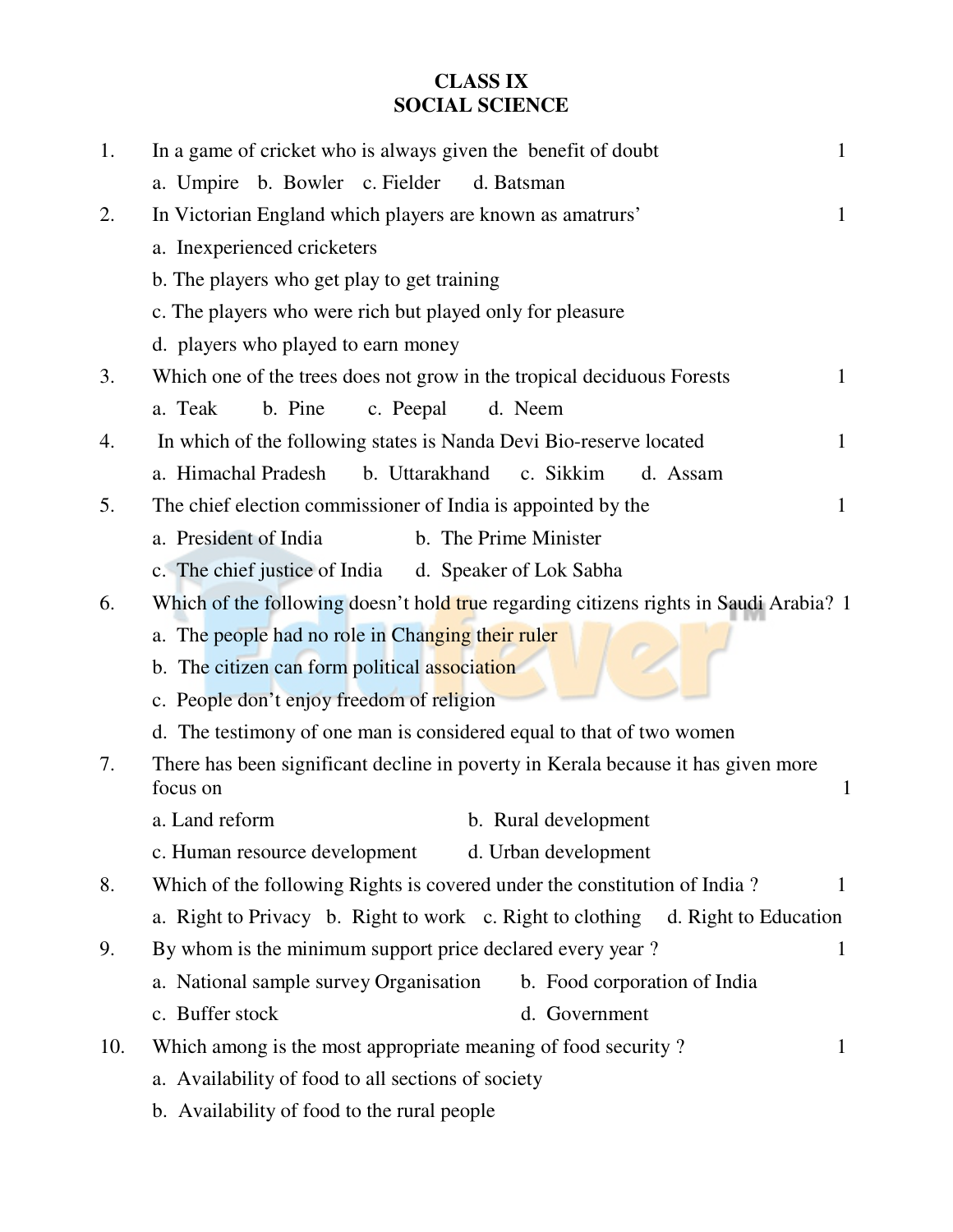# CLASS IX
# SOCIAL SCIENCE

1. In a game of cricket who is always given the benefit of doubt — 1

   a. Umpire b. Bowler c. Fielder d. Batsman

2. In Victorian England which players are known as amatrurs' — 1

   a. Inexperienced cricketers

   b. The players who get play to get training

   c. The players who were rich but played only for pleasure

   d. players who played to earn money

3. Which one of the trees does not grow in the tropical deciduous Forests — 1

   a. Teak b. Pine c. Peepal d. Neem

4. In which of the following states is Nanda Devi Bio-reserve located — 1

   a. Himachal Pradesh b. Uttarakhand c. Sikkim d. Assam

5. The chief election commissioner of India is appointed by the — 1

   a. President of India b. The Prime Minister

   c. The chief justice of India d. Speaker of Lok Sabha

6. Which of the following doesn't hold true regarding citizens rights in Saudi Arabia? — 1

   a. The people had no role in Changing their ruler

   b. The citizen can form political association

   c. People don't enjoy freedom of religion

   d. The testimony of one man is considered equal to that of two women

7. There has been significant decline in poverty in Kerala because it has given more focus on — 1

   a. Land reform b. Rural development

   c. Human resource development d. Urban development

8. Which of the following Rights is covered under the constitution of India ? — 1

   a. Right to Privacy b. Right to work c. Right to clothing d. Right to Education

9. By whom is the minimum support price declared every year ? — 1

   a. National sample survey Organisation b. Food corporation of India

   c. Buffer stock d. Government

10. Which among is the most appropriate meaning of food security ? — 1

    a. Availability of food to all sections of society

    b. Availability of food to the rural people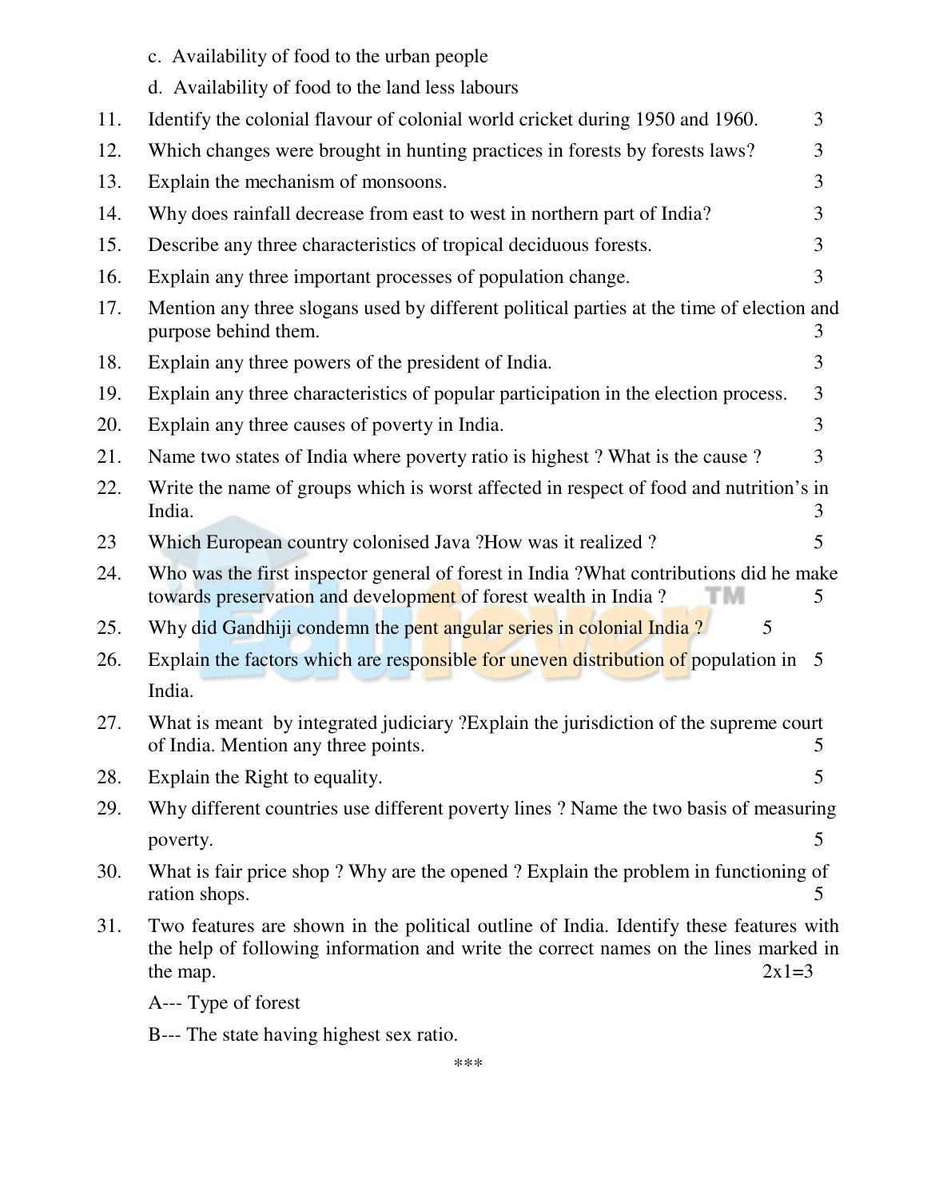c. Availability of food to the urban people

d. Availability of food to the land less labours

11. Identify the colonial flavour of colonial world cricket during 1950 and 1960. 3

12. Which changes were brought in hunting practices in forests by forests laws? 3

13. Explain the mechanism of monsoons. 3

14. Why does rainfall decrease from east to west in northern part of India? 3

15. Describe any three characteristics of tropical deciduous forests. 3

16. Explain any three important processes of population change. 3

17. Mention any three slogans used by different political parties at the time of election and purpose behind them. 3

18. Explain any three powers of the president of India. 3

19. Explain any three characteristics of popular participation in the election process. 3

20. Explain any three causes of poverty in India. 3

21. Name two states of India where poverty ratio is highest ? What is the cause ? 3

22. Write the name of groups which is worst affected in respect of food and nutrition's in India. 3

23 Which European country colonised Java ?How was it realized ? 5

24. Who was the first inspector general of forest in India ?What contributions did he make towards preservation and development of forest wealth in India ? 5

25. Why did Gandhiji condemn the pent angular series in colonial India ? 5

26. Explain the factors which are responsible for uneven distribution of population in India. 5

27. What is meant by integrated judiciary ?Explain the jurisdiction of the supreme court of India. Mention any three points. 5

28. Explain the Right to equality. 5

29. Why different countries use different poverty lines ? Name the two basis of measuring poverty. 5

30. What is fair price shop ? Why are the opened ? Explain the problem in functioning of ration shops. 5

31. Two features are shown in the political outline of India. Identify these features with the help of following information and write the correct names on the lines marked in the map. 2x1=3

A--- Type of forest

B--- The state having highest sex ratio.

***